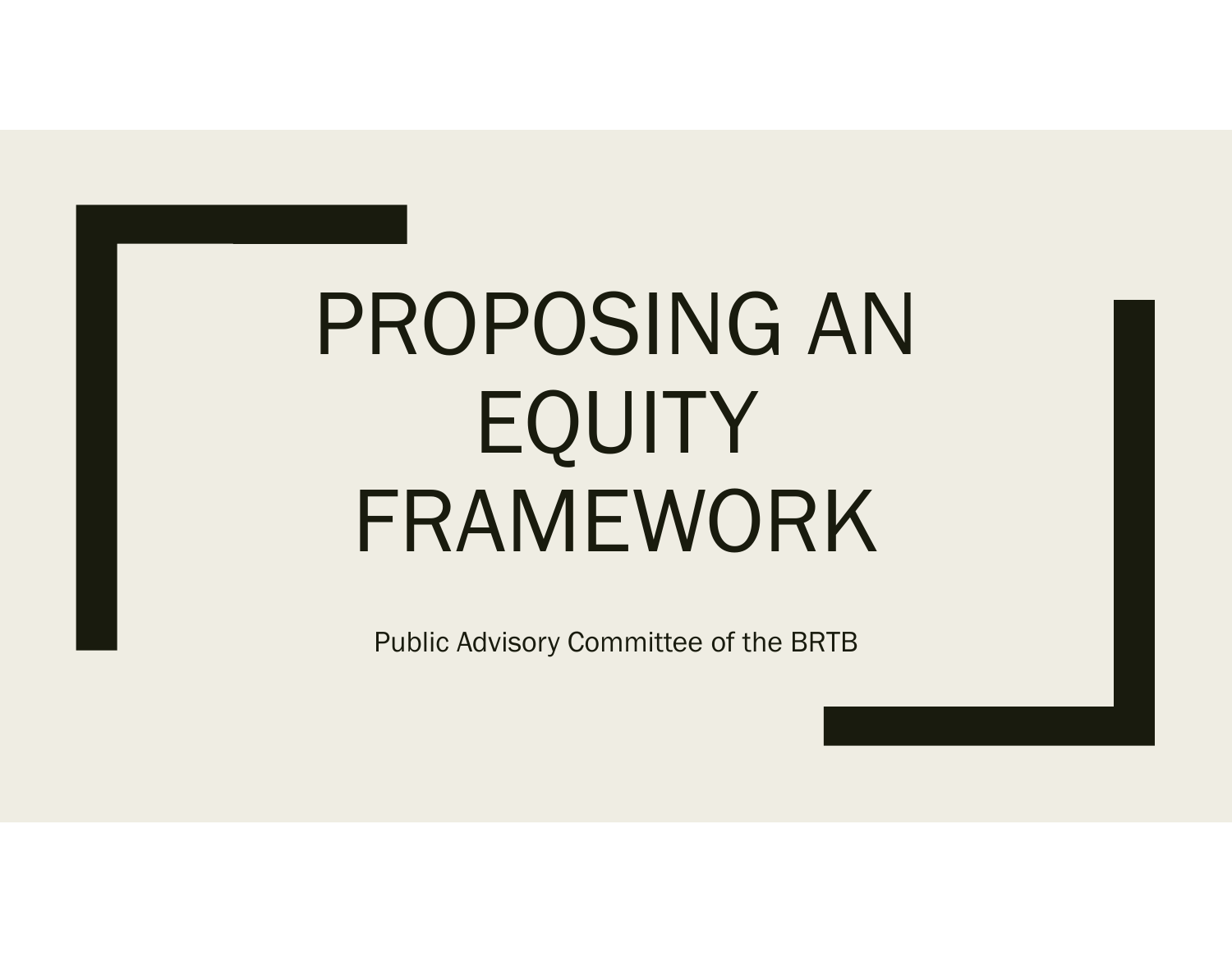# PROPOSING AN EQUITY FRAMEWORK

Public Advisory Committee of the BRTB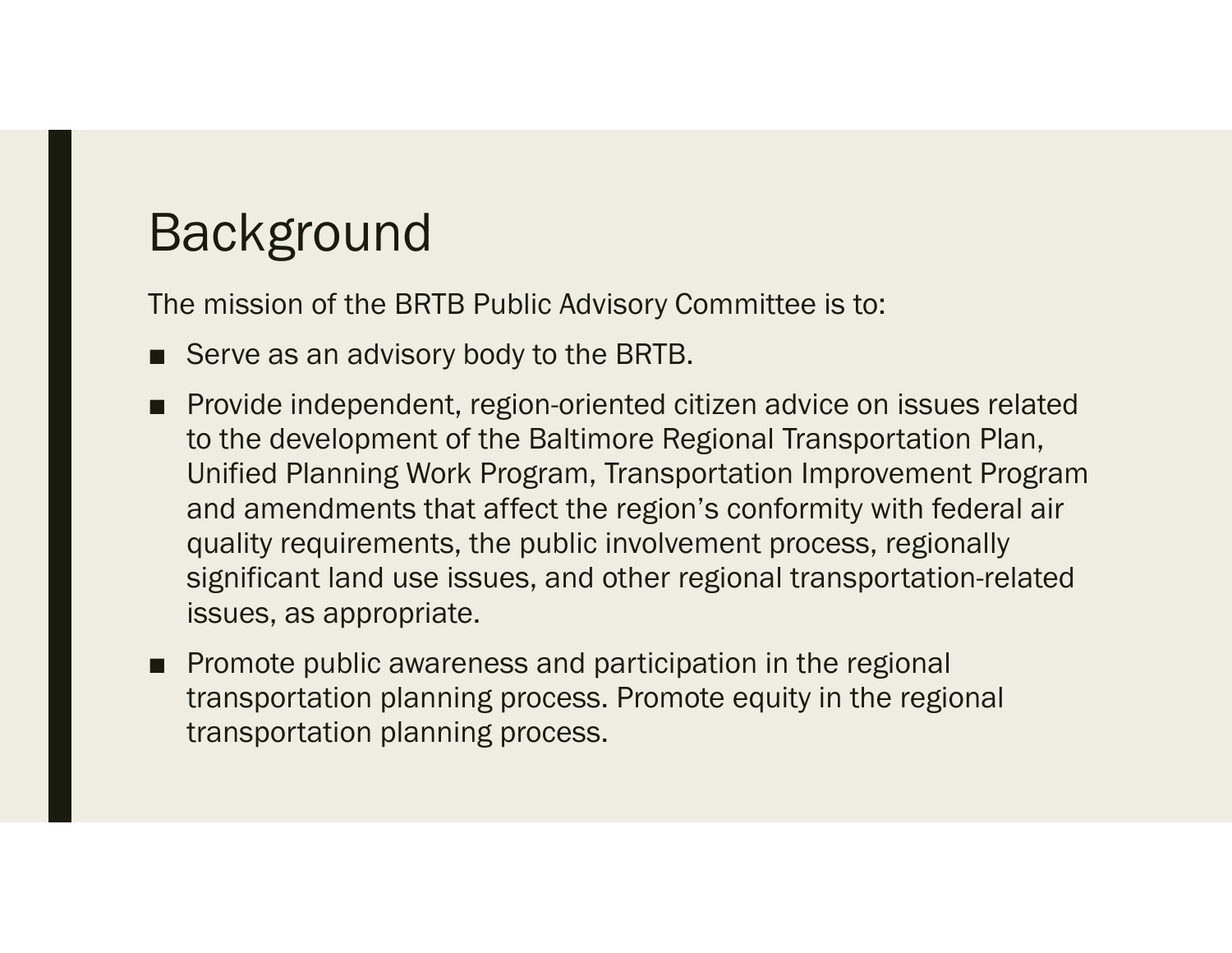# Background

The mission of the BRTB Public Advisory Committee is to:

- Serve as an advisory body to the BRTB.
- Provide independent, region-oriented citizen advice on issues related to the development of the Baltimore Regional Transportation Plan, Unified Planning Work Program, Transportation Improvement Program and amendments that affect the region's conformity with federal air quality requirements, the public involvement process, regionally significant land use issues, and other regional transportation-related issues, as appropriate.
- Promote public awareness and participation in the regional transportation planning process. Promote equity in the regional transportation planning process.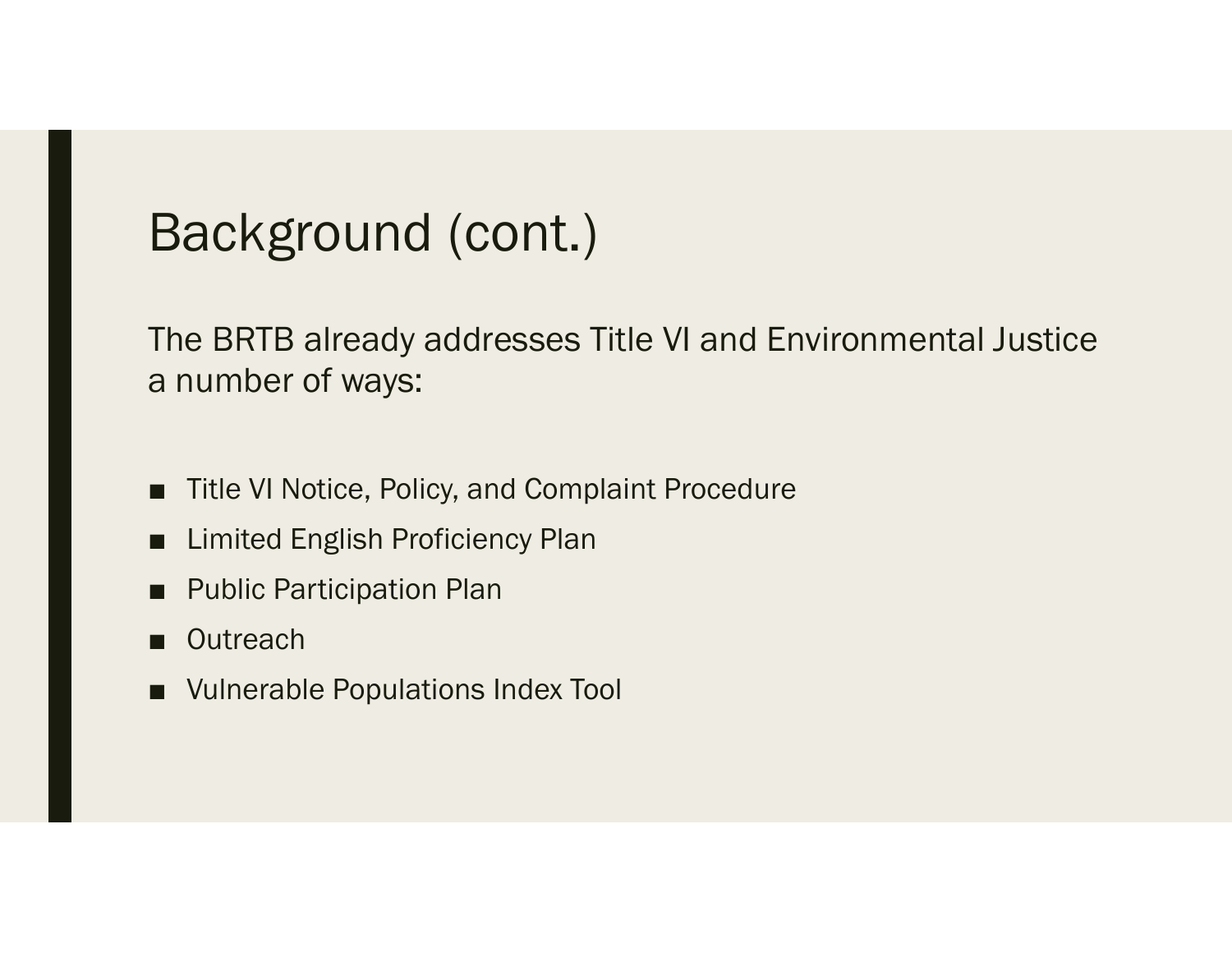# Background (cont.)

The BRTB already addresses Title VI and Environmental Justice a number of ways:

- Title VI Notice, Policy, and Complaint Procedure
- Limited English Proficiency Plan
- Public Participation Plan
- Outreach
- Vulnerable Populations Index Tool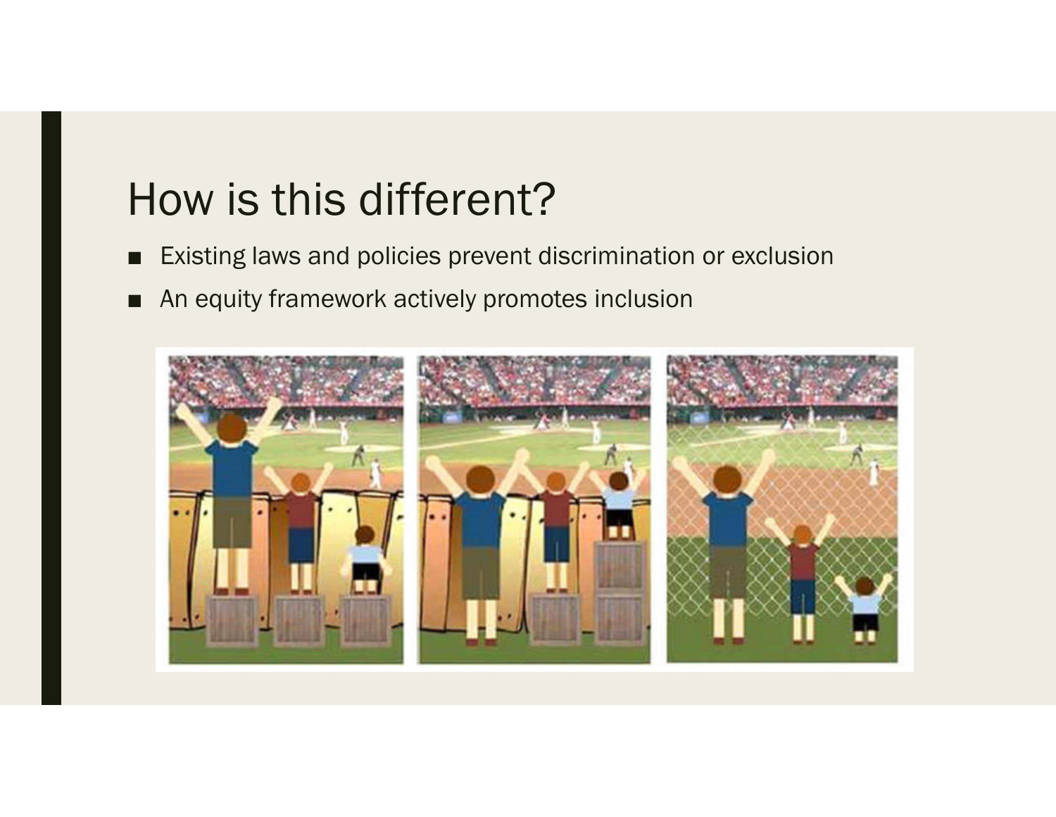# How is this different?

- Existing laws and policies prevent discrimination or exclusion
- An equity framework actively promotes inclusion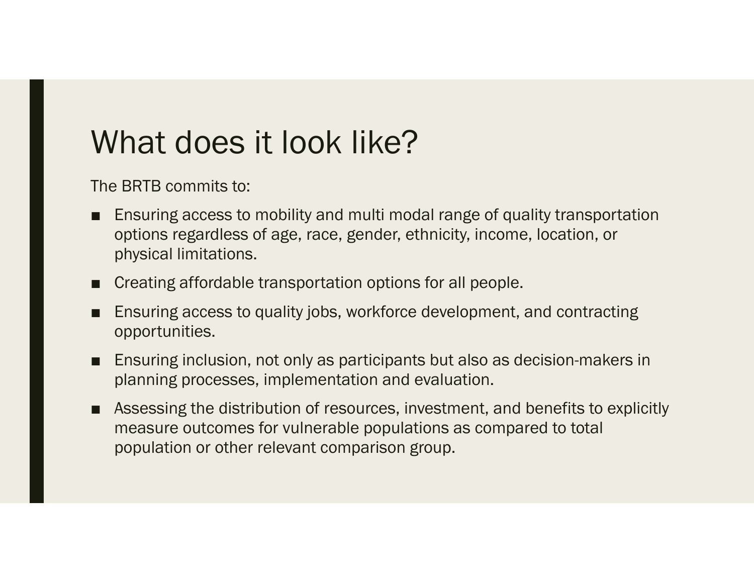# What does it look like?

The BRTB commits to:

- Ensuring access to mobility and multi modal range of quality transportation options regardless of age, race, gender, ethnicity, income, location, or physical limitations.
- Creating affordable transportation options for all people.
- Ensuring access to quality jobs, workforce development, and contracting opportunities.
- Ensuring inclusion, not only as participants but also as decision-makers in planning processes, implementation and evaluation.
- Assessing the distribution of resources, investment, and benefits to explicitly measure outcomes for vulnerable populations as compared to total population or other relevant comparison group.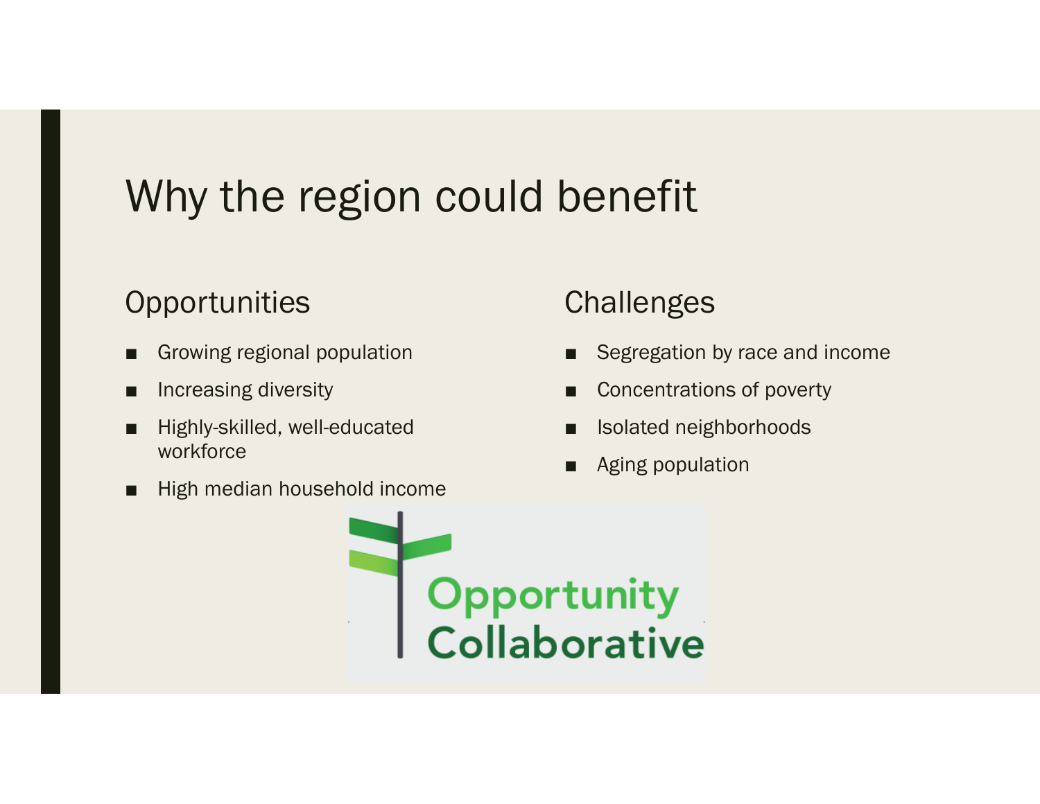# Why the region could benefit

## Opportunities

- Growing regional population
- Increasing diversity
- Highly-skilled, well-educated workforce
- High median household income

## Challenges

- Segregation by race and income
- Concentrations of poverty
- Isolated neighborhoods
- Aging population

Opportunity Collaborative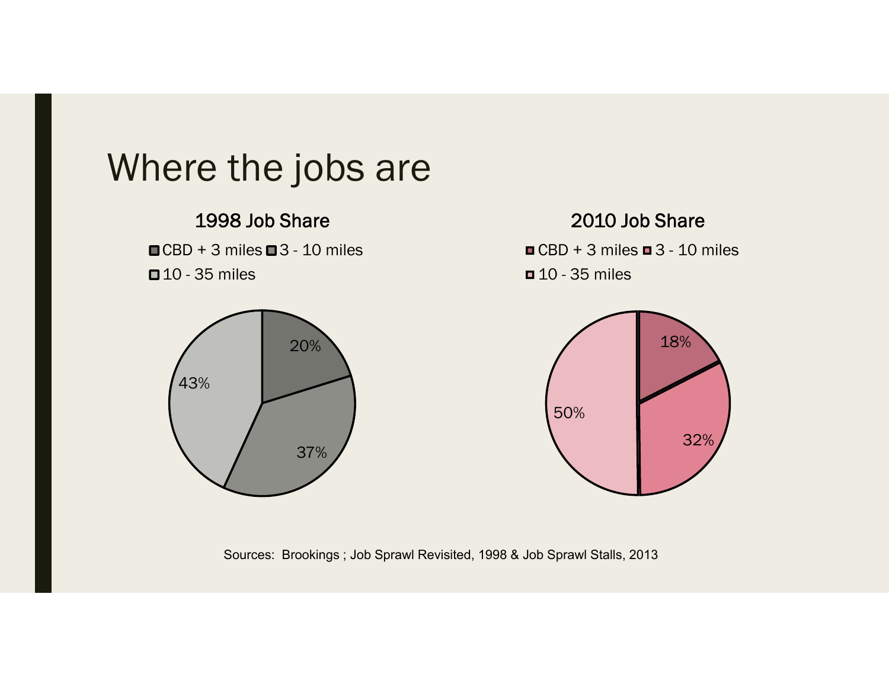# Where the jobs are

### 1998 Job Share

| Location | Share |
|---|---|
| CBD + 3 miles | 20% |
| 3 - 10 miles | 37% |
| 10 - 35 miles | 43% |

### 2010 Job Share

| Location | Share |
|---|---|
| CBD + 3 miles | 18% |
| 3 - 10 miles | 32% |
| 10 - 35 miles | 50% |

Sources: Brookings ; Job Sprawl Revisited, 1998 & Job Sprawl Stalls, 2013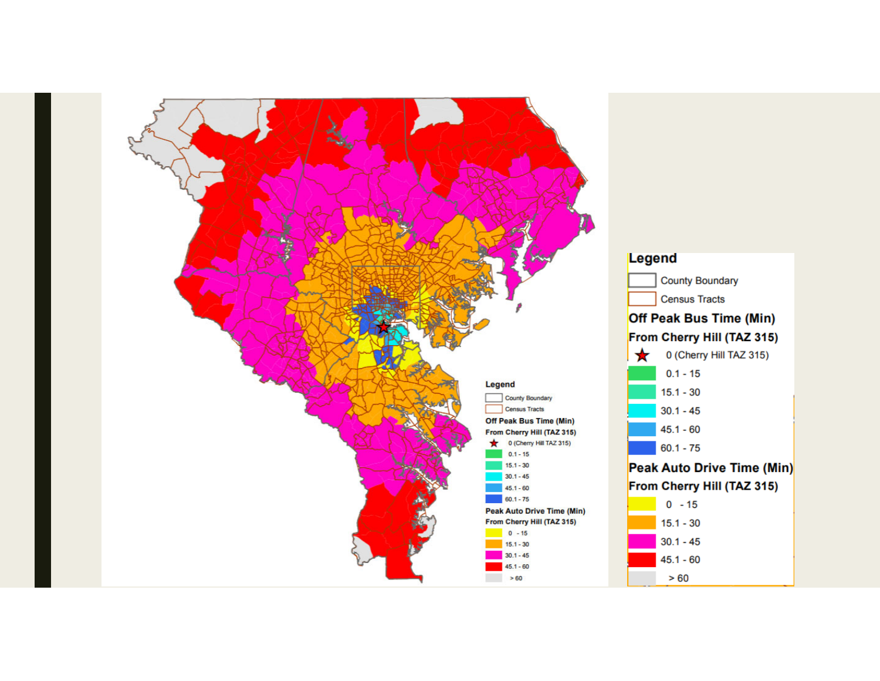**Legend**

- County Boundary
- Census Tracts

**Off Peak Bus Time (Min)**
**From Cherry Hill (TAZ 315)**

- 0 (Cherry Hill TAZ 315)
- 0.1 - 15
- 15.1 - 30
- 30.1 - 45
- 45.1 - 60
- 60.1 - 75

**Peak Auto Drive Time (Min)**
**From Cherry Hill (TAZ 315)**

- 0 - 15
- 15.1 - 30
- 30.1 - 45
- 45.1 - 60
- > 60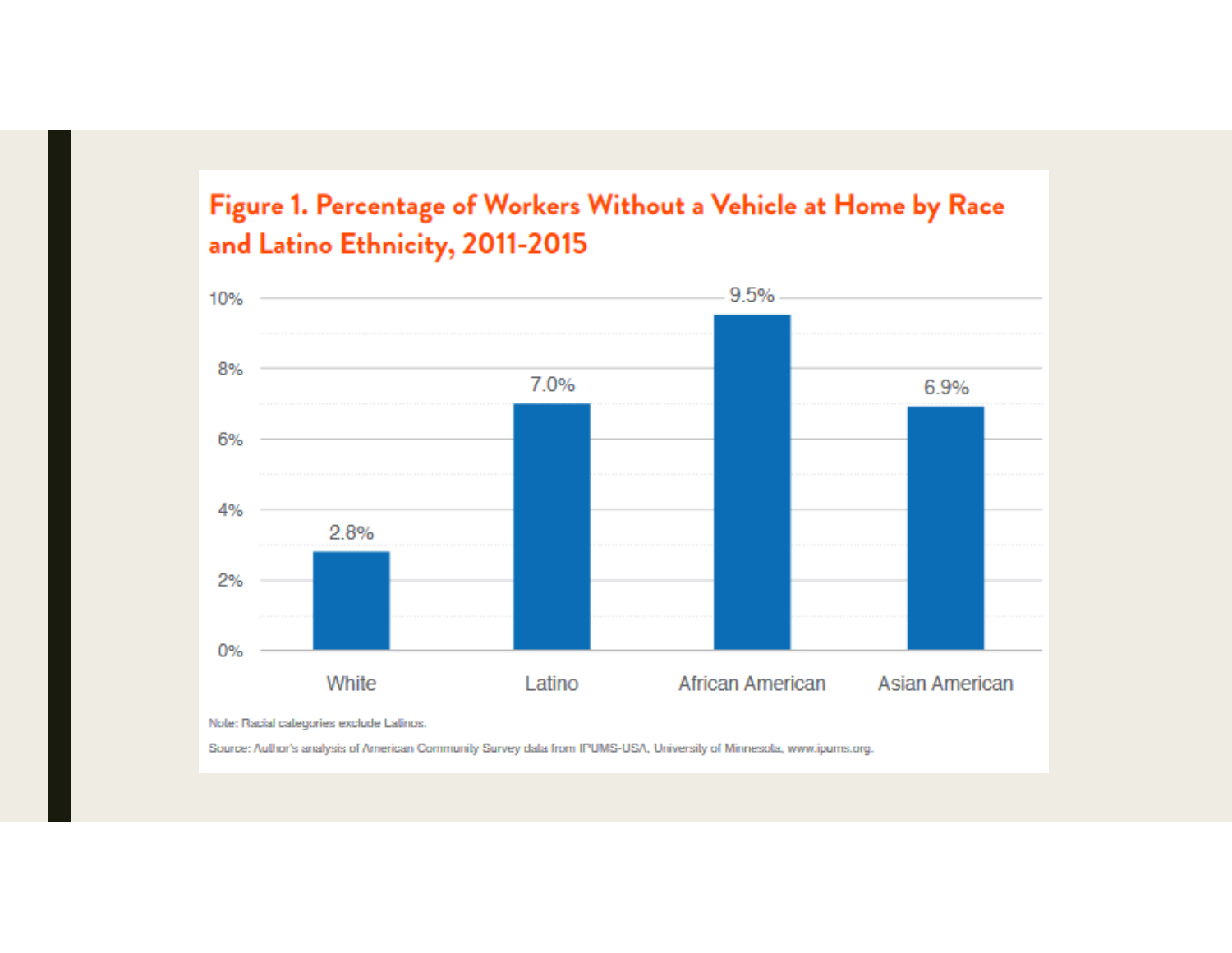## Figure 1. Percentage of Workers Without a Vehicle at Home by Race and Latino Ethnicity, 2011-2015

| | White | Latino | African American | Asian American |
|---|---|---|---|---|
| Percentage | 2.8% | 7.0% | 9.5% | 6.9% |

Note: Racial categories exclude Latinos.

Source: Author's analysis of American Community Survey data from IPUMS-USA, University of Minnesota, www.ipums.org.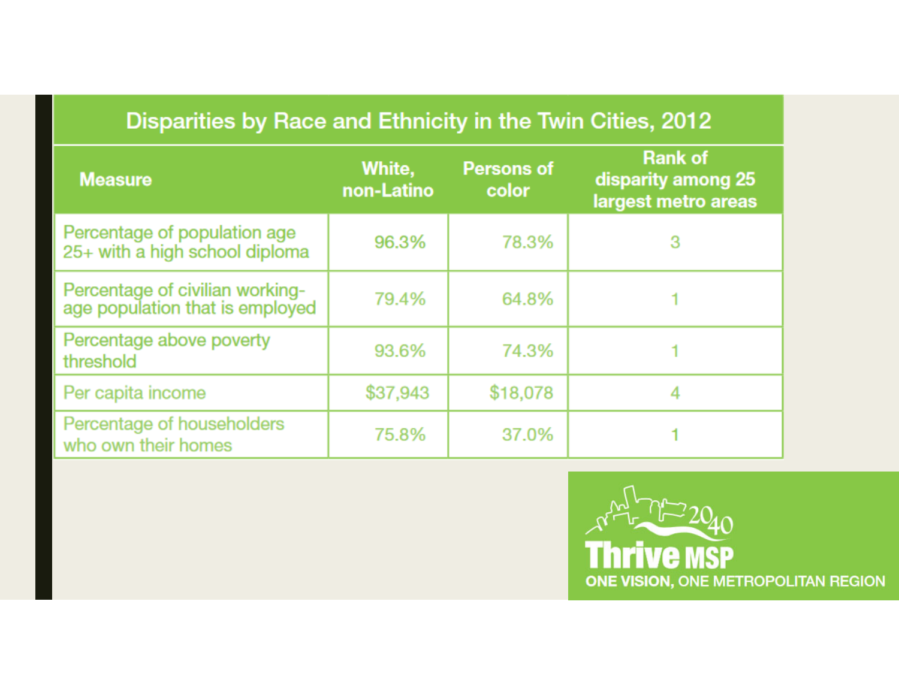## Disparities by Race and Ethnicity in the Twin Cities, 2012

| Measure | White, non-Latino | Persons of color | Rank of disparity among 25 largest metro areas |
|---|---|---|---|
| Percentage of population age 25+ with a high school diploma | 96.3% | 78.3% | 3 |
| Percentage of civilian working-age population that is employed | 79.4% | 64.8% | 1 |
| Percentage above poverty threshold | 93.6% | 74.3% | 1 |
| Per capita income | $37,943 | $18,078 | 4 |
| Percentage of householders who own their homes | 75.8% | 37.0% | 1 |

2040 Thrive MSP

ONE VISION, ONE METROPOLITAN REGION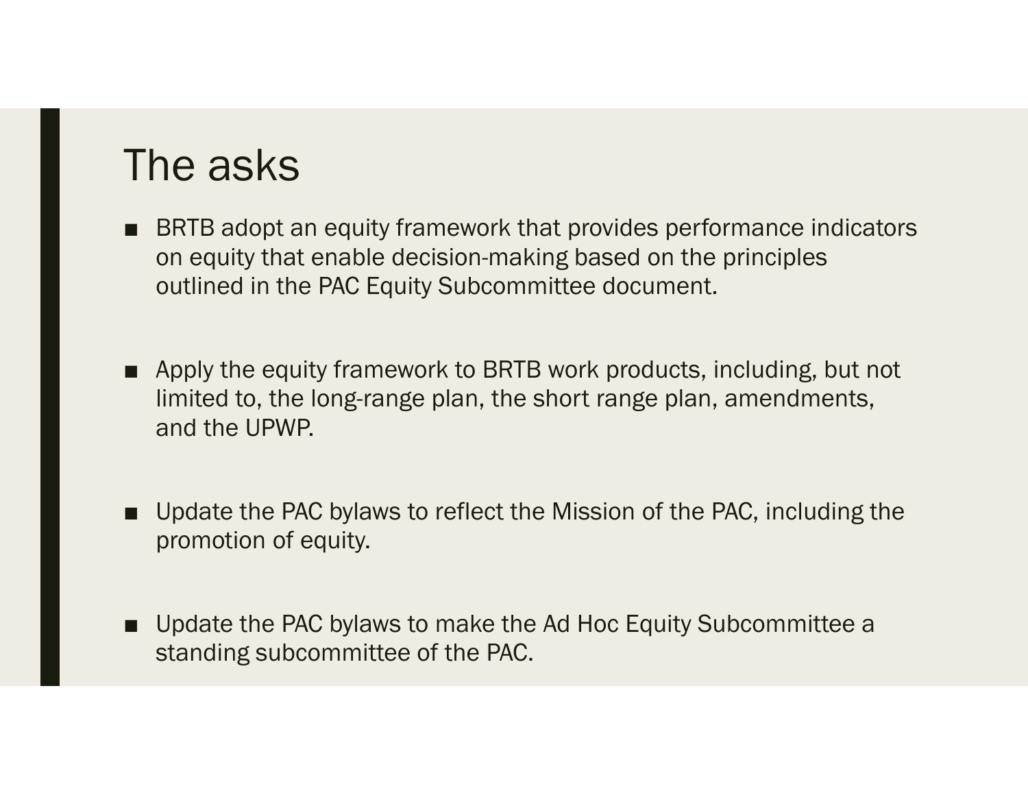# The asks

- BRTB adopt an equity framework that provides performance indicators on equity that enable decision-making based on the principles outlined in the PAC Equity Subcommittee document.

- Apply the equity framework to BRTB work products, including, but not limited to, the long-range plan, the short range plan, amendments, and the UPWP.

- Update the PAC bylaws to reflect the Mission of the PAC, including the promotion of equity.

- Update the PAC bylaws to make the Ad Hoc Equity Subcommittee a standing subcommittee of the PAC.